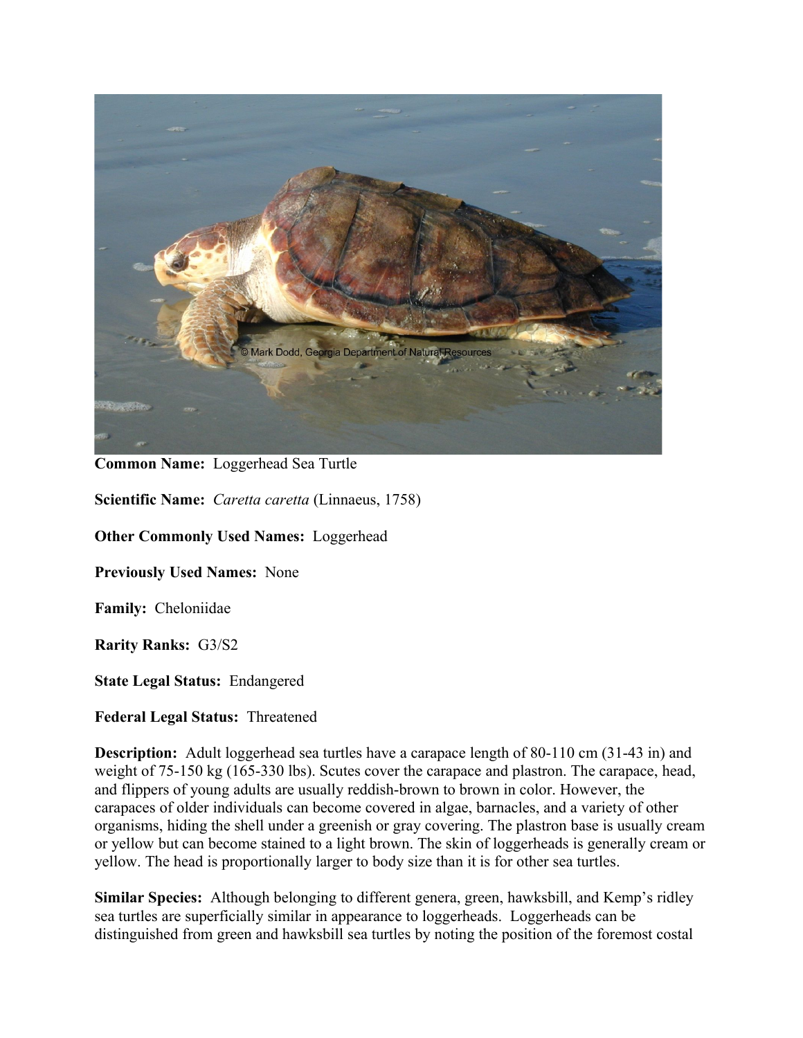**Common Name:** Loggerhead Sea Turtle

**Scientific Name:** *Caretta caretta* (Linnaeus, 1758)

**Other Commonly Used Names:** Loggerhead

**Previously Used Names:** None

**Family:** Cheloniidae

**Rarity Ranks:** G3/S2

**State Legal Status:** Endangered

**Federal Legal Status:** Threatened

**Description:** Adult loggerhead sea turtles have a carapace length of 80-110 cm (31-43 in) and weight of 75-150 kg (165-330 lbs). Scutes cover the carapace and plastron. The carapace, head, and flippers of young adults are usually reddish-brown to brown in color. However, the carapaces of older individuals can become covered in algae, barnacles, and a variety of other organisms, hiding the shell under a greenish or gray covering. The plastron base is usually cream or yellow but can become stained to a light brown. The skin of loggerheads is generally cream or yellow. The head is proportionally larger to body size than it is for other sea turtles.

**Similar Species:** Although belonging to different genera, green, hawksbill, and Kemp's ridley sea turtles are superficially similar in appearance to loggerheads. Loggerheads can be distinguished from green and hawksbill sea turtles by noting the position of the foremost costal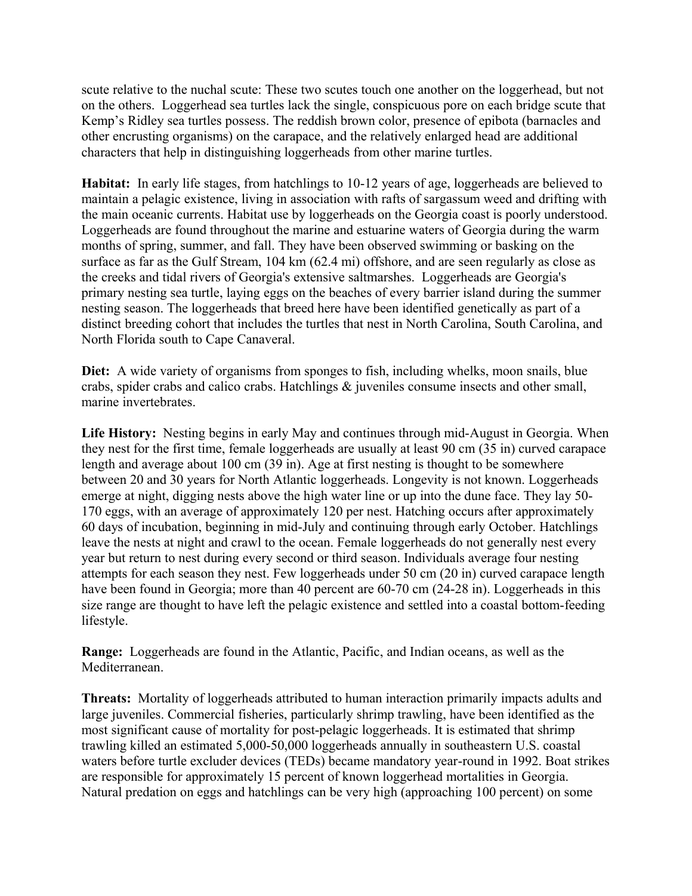scute relative to the nuchal scute: These two scutes touch one another on the loggerhead, but not on the others. Loggerhead sea turtles lack the single, conspicuous pore on each bridge scute that Kemp's Ridley sea turtles possess. The reddish brown color, presence of epibota (barnacles and other encrusting organisms) on the carapace, and the relatively enlarged head are additional characters that help in distinguishing loggerheads from other marine turtles.

**Habitat:** In early life stages, from hatchlings to 10-12 years of age, loggerheads are believed to maintain a pelagic existence, living in association with rafts of sargassum weed and drifting with the main oceanic currents. Habitat use by loggerheads on the Georgia coast is poorly understood. Loggerheads are found throughout the marine and estuarine waters of Georgia during the warm months of spring, summer, and fall. They have been observed swimming or basking on the surface as far as the Gulf Stream, 104 km (62.4 mi) offshore, and are seen regularly as close as the creeks and tidal rivers of Georgia's extensive saltmarshes. Loggerheads are Georgia's primary nesting sea turtle, laying eggs on the beaches of every barrier island during the summer nesting season. The loggerheads that breed here have been identified genetically as part of a distinct breeding cohort that includes the turtles that nest in North Carolina, South Carolina, and North Florida south to Cape Canaveral.

**Diet:** A wide variety of organisms from sponges to fish, including whelks, moon snails, blue crabs, spider crabs and calico crabs. Hatchlings & juveniles consume insects and other small, marine invertebrates.

**Life History:** Nesting begins in early May and continues through mid-August in Georgia. When they nest for the first time, female loggerheads are usually at least 90 cm (35 in) curved carapace length and average about 100 cm (39 in). Age at first nesting is thought to be somewhere between 20 and 30 years for North Atlantic loggerheads. Longevity is not known. Loggerheads emerge at night, digging nests above the high water line or up into the dune face. They lay 50-170 eggs, with an average of approximately 120 per nest. Hatching occurs after approximately 60 days of incubation, beginning in mid-July and continuing through early October. Hatchlings leave the nests at night and crawl to the ocean. Female loggerheads do not generally nest every year but return to nest during every second or third season. Individuals average four nesting attempts for each season they nest. Few loggerheads under 50 cm (20 in) curved carapace length have been found in Georgia; more than 40 percent are 60-70 cm (24-28 in). Loggerheads in this size range are thought to have left the pelagic existence and settled into a coastal bottom-feeding lifestyle.

**Range:** Loggerheads are found in the Atlantic, Pacific, and Indian oceans, as well as the Mediterranean.

**Threats:** Mortality of loggerheads attributed to human interaction primarily impacts adults and large juveniles. Commercial fisheries, particularly shrimp trawling, have been identified as the most significant cause of mortality for post-pelagic loggerheads. It is estimated that shrimp trawling killed an estimated 5,000-50,000 loggerheads annually in southeastern U.S. coastal waters before turtle excluder devices (TEDs) became mandatory year-round in 1992. Boat strikes are responsible for approximately 15 percent of known loggerhead mortalities in Georgia. Natural predation on eggs and hatchlings can be very high (approaching 100 percent) on some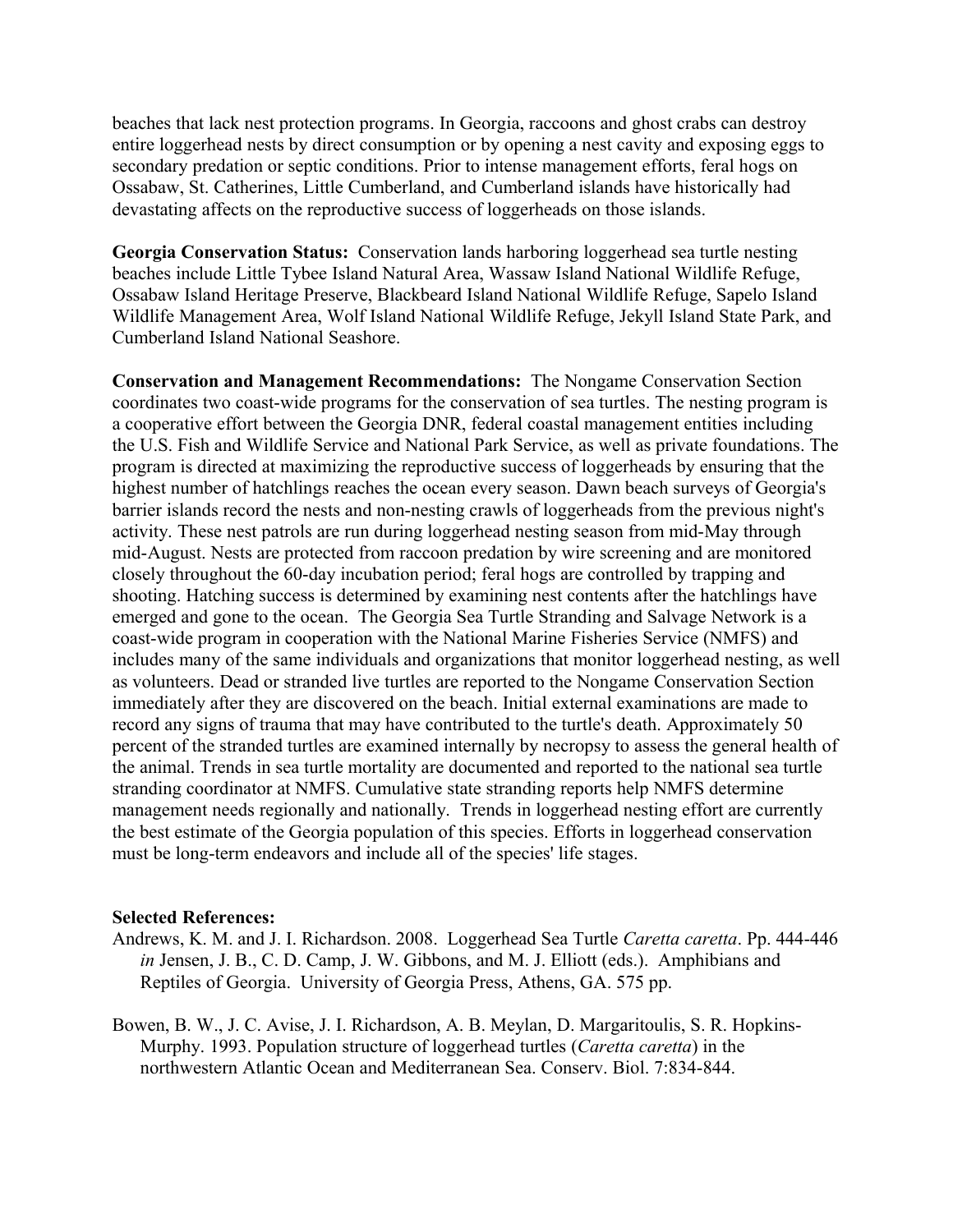beaches that lack nest protection programs. In Georgia, raccoons and ghost crabs can destroy entire loggerhead nests by direct consumption or by opening a nest cavity and exposing eggs to secondary predation or septic conditions. Prior to intense management efforts, feral hogs on Ossabaw, St. Catherines, Little Cumberland, and Cumberland islands have historically had devastating affects on the reproductive success of loggerheads on those islands.

**Georgia Conservation Status:** Conservation lands harboring loggerhead sea turtle nesting beaches include Little Tybee Island Natural Area, Wassaw Island National Wildlife Refuge, Ossabaw Island Heritage Preserve, Blackbeard Island National Wildlife Refuge, Sapelo Island Wildlife Management Area, Wolf Island National Wildlife Refuge, Jekyll Island State Park, and Cumberland Island National Seashore.

**Conservation and Management Recommendations:** The Nongame Conservation Section coordinates two coast-wide programs for the conservation of sea turtles. The nesting program is a cooperative effort between the Georgia DNR, federal coastal management entities including the U.S. Fish and Wildlife Service and National Park Service, as well as private foundations. The program is directed at maximizing the reproductive success of loggerheads by ensuring that the highest number of hatchlings reaches the ocean every season. Dawn beach surveys of Georgia's barrier islands record the nests and non-nesting crawls of loggerheads from the previous night's activity. These nest patrols are run during loggerhead nesting season from mid-May through mid-August. Nests are protected from raccoon predation by wire screening and are monitored closely throughout the 60-day incubation period; feral hogs are controlled by trapping and shooting. Hatching success is determined by examining nest contents after the hatchlings have emerged and gone to the ocean. The Georgia Sea Turtle Stranding and Salvage Network is a coast-wide program in cooperation with the National Marine Fisheries Service (NMFS) and includes many of the same individuals and organizations that monitor loggerhead nesting, as well as volunteers. Dead or stranded live turtles are reported to the Nongame Conservation Section immediately after they are discovered on the beach. Initial external examinations are made to record any signs of trauma that may have contributed to the turtle's death. Approximately 50 percent of the stranded turtles are examined internally by necropsy to assess the general health of the animal. Trends in sea turtle mortality are documented and reported to the national sea turtle stranding coordinator at NMFS. Cumulative state stranding reports help NMFS determine management needs regionally and nationally. Trends in loggerhead nesting effort are currently the best estimate of the Georgia population of this species. Efforts in loggerhead conservation must be long-term endeavors and include all of the species' life stages.

**Selected References:**

Andrews, K. M. and J. I. Richardson. 2008. Loggerhead Sea Turtle *Caretta caretta*. Pp. 444-446 *in* Jensen, J. B., C. D. Camp, J. W. Gibbons, and M. J. Elliott (eds.). Amphibians and Reptiles of Georgia. University of Georgia Press, Athens, GA. 575 pp.

Bowen, B. W., J. C. Avise, J. I. Richardson, A. B. Meylan, D. Margaritoulis, S. R. Hopkins-Murphy. 1993. Population structure of loggerhead turtles (*Caretta caretta*) in the northwestern Atlantic Ocean and Mediterranean Sea. Conserv. Biol. 7:834-844.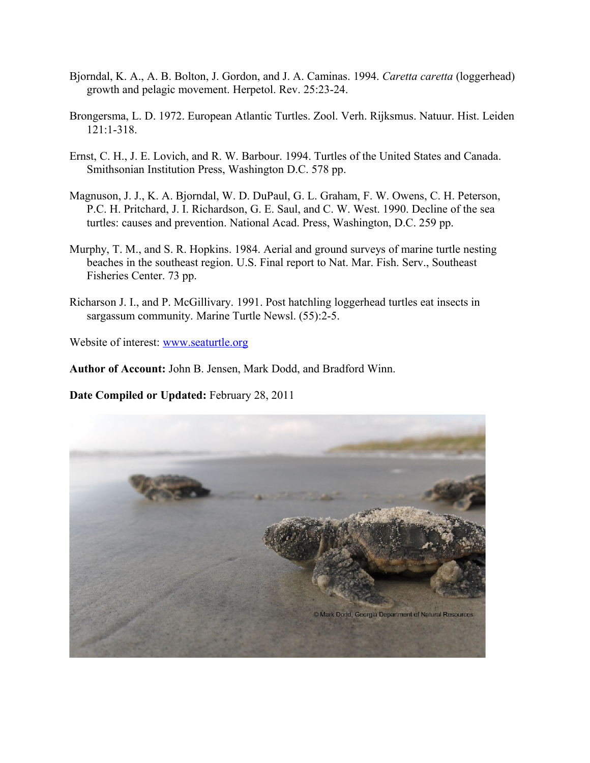Bjorndal, K. A., A. B. Bolton, J. Gordon, and J. A. Caminas. 1994. *Caretta caretta* (loggerhead) growth and pelagic movement. Herpetol. Rev. 25:23-24.

Brongersma, L. D. 1972. European Atlantic Turtles. Zool. Verh. Rijksmus. Natuur. Hist. Leiden 121:1-318.

Ernst, C. H., J. E. Lovich, and R. W. Barbour. 1994. Turtles of the United States and Canada. Smithsonian Institution Press, Washington D.C. 578 pp.

Magnuson, J. J., K. A. Bjorndal, W. D. DuPaul, G. L. Graham, F. W. Owens, C. H. Peterson, P.C. H. Pritchard, J. I. Richardson, G. E. Saul, and C. W. West. 1990. Decline of the sea turtles: causes and prevention. National Acad. Press, Washington, D.C. 259 pp.

Murphy, T. M., and S. R. Hopkins. 1984. Aerial and ground surveys of marine turtle nesting beaches in the southeast region. U.S. Final report to Nat. Mar. Fish. Serv., Southeast Fisheries Center. 73 pp.

Richarson J. I., and P. McGillivary. 1991. Post hatchling loggerhead turtles eat insects in sargassum community. Marine Turtle Newsl. (55):2-5.

Website of interest: [www.seaturtle.org](http://www.seaturtle.org)

**Author of Account:** John B. Jensen, Mark Dodd, and Bradford Winn.

**Date Compiled or Updated:** February 28, 2011

© Mark Dodd, Georgia Department of Natural Resources